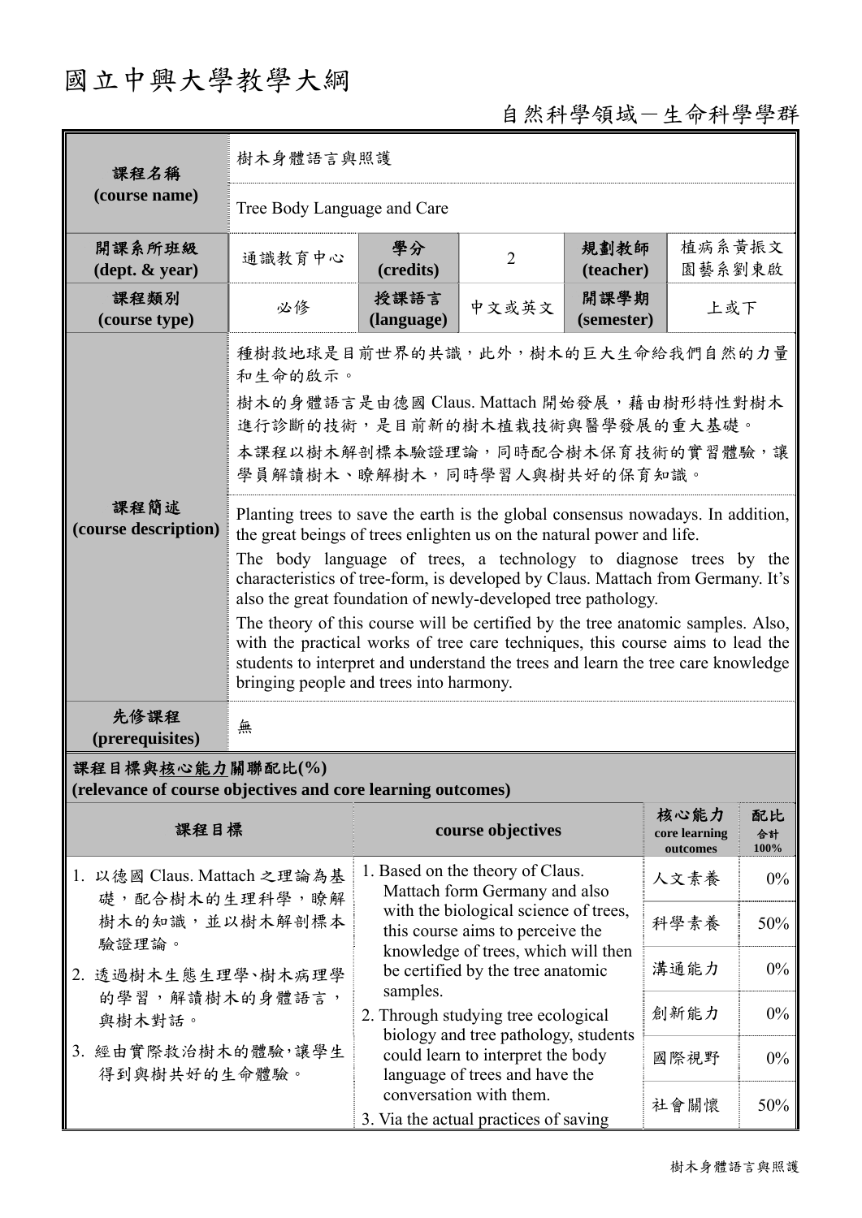# 國立中興大學教學大綱

自然科學領域－生命科學學群

| | | | | | |
|---|---|---|---|---|---|
| **課程名稱 (course name)** | 樹木身體語言與照護 | | | | |
| | Tree Body Language and Care | | | | |
| **開課系所班級 (dept. & year)** | 通識教育中心 | **學分 (credits)** | 2 | **規劃教師 (teacher)** | 植病系黃振文 園藝系劉東啟 |
| **課程類別 (course type)** | 必修 | **授課語言 (language)** | 中文或英文 | **開課學期 (semester)** | 上或下 |
| **課程簡述 (course description)** | 種樹救地球是目前世界的共識，此外，樹木的巨大生命給我們自然的力量和生命的啟示。<br>樹木的身體語言是由德國 Claus. Mattach 開始發展，藉由樹形特性對樹木進行診斷的技術，是目前新的樹木植栽技術與醫學發展的重大基礎。<br>本課程以樹木解剖標本驗證理論，同時配合樹木保育技術的實習體驗，讓學員解讀樹木、瞭解樹木，同時學習人與樹共好的保育知識。 | | | | |
| | Planting trees to save the earth is the global consensus nowadays. In addition, the great beings of trees enlighten us on the natural power and life.<br>The body language of trees, a technology to diagnose trees by the characteristics of tree-form, is developed by Claus. Mattach from Germany. It's also the great foundation of newly-developed tree pathology.<br>The theory of this course will be certified by the tree anatomic samples. Also, with the practical works of tree care techniques, this course aims to lead the students to interpret and understand the trees and learn the tree care knowledge bringing people and trees into harmony. | | | | |
| **先修課程 (prerequisites)** | 無 | | | | |

**課程目標與核心能力關聯配比(%)**
**(relevance of course objectives and core learning outcomes)**

| 課程目標 | course objectives | 核心能力 core learning outcomes | 配比 合計 100% |
|---|---|---|---|
| 1. 以德國 Claus. Mattach 之理論為基礎，配合樹木的生理科學，瞭解樹木的知識，並以樹木解剖標本驗證理論。<br>2. 透過樹木生態生理學、樹木病理學的學習，解讀樹木的身體語言，與樹木對話。<br>3. 經由實際救治樹木的體驗，讓學生得到與樹共好的生命體驗。 | 1. Based on the theory of Claus. Mattach form Germany and also with the biological science of trees, this course aims to perceive the knowledge of trees, which will then be certified by the tree anatomic samples.<br>2. Through studying tree ecological biology and tree pathology, students could learn to interpret the body language of trees and have the conversation with them.<br>3. Via the actual practices of saving | 人文素養 | 0% |
| | | 科學素養 | 50% |
| | | 溝通能力 | 0% |
| | | 創新能力 | 0% |
| | | 國際視野 | 0% |
| | | 社會關懷 | 50% |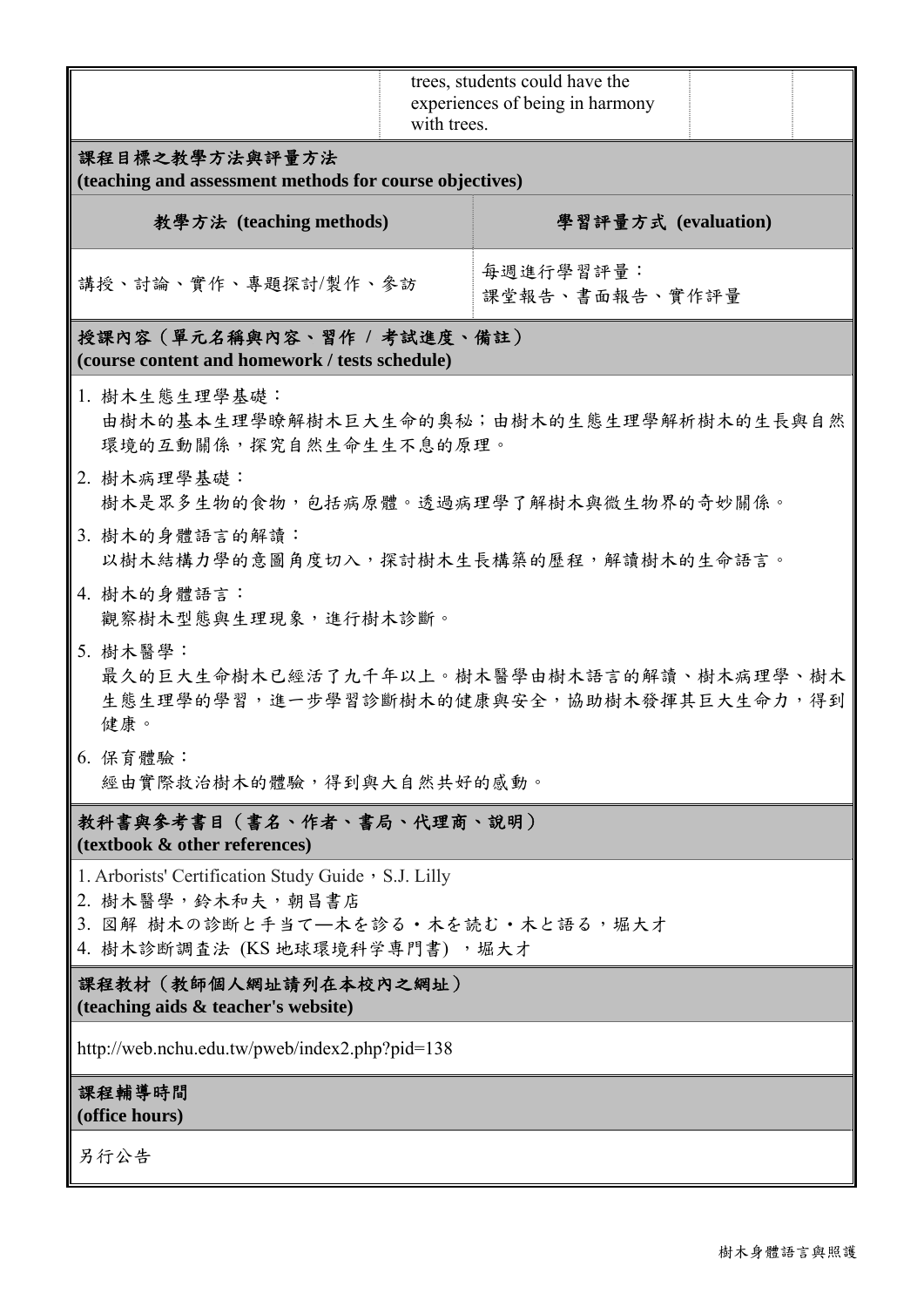| | trees, students could have the experiences of being in harmony with trees. | | |
|---|---|---|---|

## 課程目標之教學方法與評量方法
**(teaching and assessment methods for course objectives)**

| 教學方法 (teaching methods) | 學習評量方式 (evaluation) |
|---|---|
| 講授、討論、實作、專題探討/製作、參訪 | 每週進行學習評量：<br>課堂報告、書面報告、實作評量 |

## 授課內容（單元名稱與內容、習作 / 考試進度、備註）
**(course content and homework / tests schedule)**

1. 樹木生態生理學基礎：
   由樹木的基本生理學瞭解樹木巨大生命的奧秘；由樹木的生態生理學解析樹木的生長與自然環境的互動關係，探究自然生命生生不息的原理。
2. 樹木病理學基礎：
   樹木是眾多生物的食物，包括病原體。透過病理學了解樹木與微生物界的奇妙關係。
3. 樹木的身體語言的解讀：
   以樹木結構力學的意圖角度切入，探討樹木生長構築的歷程，解讀樹木的生命語言。
4. 樹木的身體語言：
   觀察樹木型態與生理現象，進行樹木診斷。
5. 樹木醫學：
   最久的巨大生命樹木已經活了九千年以上。樹木醫學由樹木語言的解讀、樹木病理學、樹木生態生理學的學習，進一步學習診斷樹木的健康與安全，協助樹木發揮其巨大生命力，得到健康。
6. 保育體驗：
   經由實際救治樹木的體驗，得到與大自然共好的感動。

## 教科書與參考書目（書名、作者、書局、代理商、說明）
**(textbook & other references)**

1. Arborists' Certification Study Guide，S.J. Lilly
2. 樹木醫學，鈴木和夫，朝昌書店
3. 図解 樹木の診断と手当て—木を診る・木を読む・木と語る，堀大才
4. 樹木診断調査法 (KS 地球環境科学専門書) ，堀大才

## 課程教材（教師個人網址請列在本校內之網址）
**(teaching aids & teacher's website)**

http://web.nchu.edu.tw/pweb/index2.php?pid=138

## 課程輔導時間
**(office hours)**

另行公告